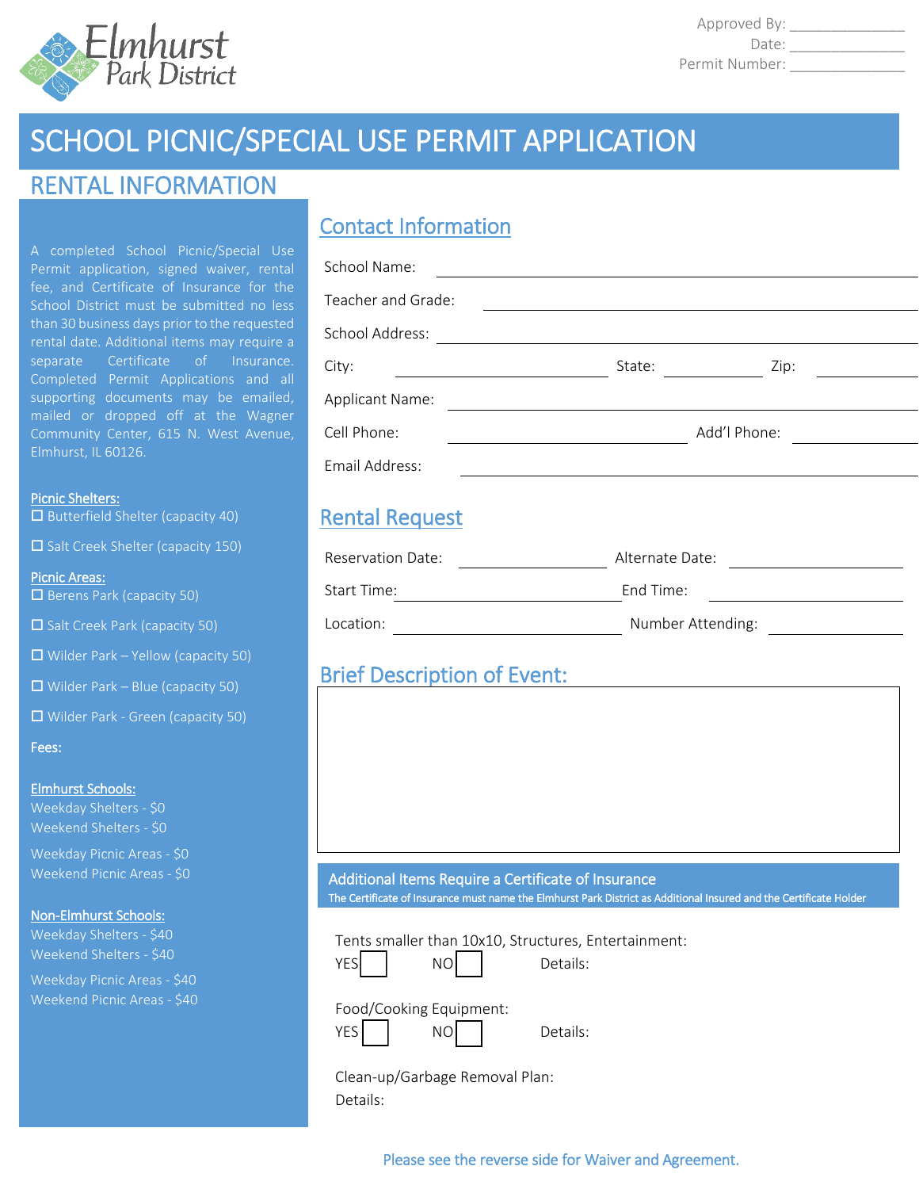Elmhurst Park District

Approved By: ______________
Date: ______________
Permit Number: ______________

# SCHOOL PICNIC/SPECIAL USE PERMIT APPLICATION

## RENTAL INFORMATION

A completed School Picnic/Special Use Permit application, signed waiver, rental fee, and Certificate of Insurance for the School District must be submitted no less than 30 business days prior to the requested rental date. Additional items may require a separate Certificate of Insurance. Completed Permit Applications and all supporting documents may be emailed, mailed or dropped off at the Wagner Community Center, 615 N. West Avenue, Elmhurst, IL 60126.

**Picnic Shelters:**

- ☐ Butterfield Shelter (capacity 40)
- ☐ Salt Creek Shelter (capacity 150)

**Picnic Areas:**

- ☐ Berens Park (capacity 50)
- ☐ Salt Creek Park (capacity 50)
- ☐ Wilder Park – Yellow (capacity 50)
- ☐ Wilder Park – Blue (capacity 50)
- ☐ Wilder Park - Green (capacity 50)

**Fees:**

**Elmhurst Schools:**

Weekday Shelters - $0
Weekend Shelters - $0

Weekday Picnic Areas - $0
Weekend Picnic Areas - $0

**Non-Elmhurst Schools:**

Weekday Shelters - $40
Weekend Shelters - $40

Weekday Picnic Areas - $40
Weekend Picnic Areas - $40

### Contact Information

School Name: ______________________________

Teacher and Grade: ______________________________

School Address: ______________________________

City: ______________ State: __________ Zip: __________

Applicant Name: ______________________________

Cell Phone: ______________ Add'l Phone: ______________

Email Address: ______________________________

### Rental Request

Reservation Date: ______________ Alternate Date: ______________

Start Time: ______________ End Time: ______________

Location: ______________ Number Attending: ______________

### Brief Description of Event:

&nbsp;

### Additional Items Require a Certificate of Insurance

The Certificate of Insurance must name the Elmhurst Park District as Additional Insured and the Certificate Holder

Tents smaller than 10x10, Structures, Entertainment:
YES ☐ NO ☐ Details:

Food/Cooking Equipment:
YES ☐ NO ☐ Details:

Clean-up/Garbage Removal Plan:
Details:

Please see the reverse side for Waiver and Agreement.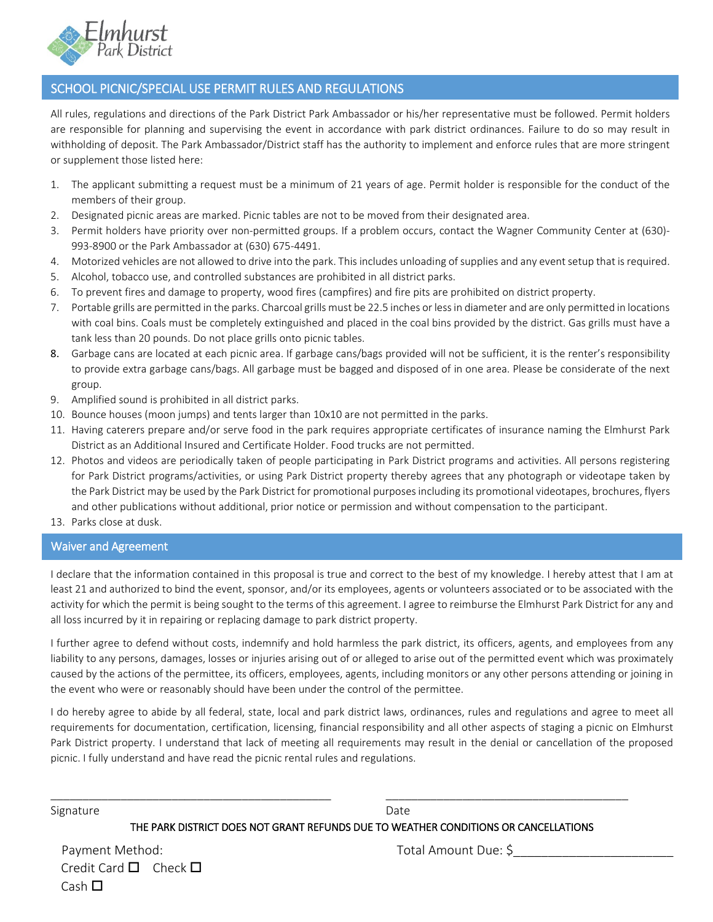Elmhurst Park District

## SCHOOL PICNIC/SPECIAL USE PERMIT RULES AND REGULATIONS

All rules, regulations and directions of the Park District Park Ambassador or his/her representative must be followed. Permit holders are responsible for planning and supervising the event in accordance with park district ordinances. Failure to do so may result in withholding of deposit. The Park Ambassador/District staff has the authority to implement and enforce rules that are more stringent or supplement those listed here:

1. The applicant submitting a request must be a minimum of 21 years of age. Permit holder is responsible for the conduct of the members of their group.
2. Designated picnic areas are marked. Picnic tables are not to be moved from their designated area.
3. Permit holders have priority over non-permitted groups. If a problem occurs, contact the Wagner Community Center at (630)-993-8900 or the Park Ambassador at (630) 675-4491.
4. Motorized vehicles are not allowed to drive into the park. This includes unloading of supplies and any event setup that is required.
5. Alcohol, tobacco use, and controlled substances are prohibited in all district parks.
6. To prevent fires and damage to property, wood fires (campfires) and fire pits are prohibited on district property.
7. Portable grills are permitted in the parks. Charcoal grills must be 22.5 inches or less in diameter and are only permitted in locations with coal bins. Coals must be completely extinguished and placed in the coal bins provided by the district. Gas grills must have a tank less than 20 pounds. Do not place grills onto picnic tables.
8. Garbage cans are located at each picnic area. If garbage cans/bags provided will not be sufficient, it is the renter's responsibility to provide extra garbage cans/bags. All garbage must be bagged and disposed of in one area. Please be considerate of the next group.
9. Amplified sound is prohibited in all district parks.
10. Bounce houses (moon jumps) and tents larger than 10x10 are not permitted in the parks.
11. Having caterers prepare and/or serve food in the park requires appropriate certificates of insurance naming the Elmhurst Park District as an Additional Insured and Certificate Holder. Food trucks are not permitted.
12. Photos and videos are periodically taken of people participating in Park District programs and activities. All persons registering for Park District programs/activities, or using Park District property thereby agrees that any photograph or videotape taken by the Park District may be used by the Park District for promotional purposes including its promotional videotapes, brochures, flyers and other publications without additional, prior notice or permission and without compensation to the participant.
13. Parks close at dusk.

## Waiver and Agreement

I declare that the information contained in this proposal is true and correct to the best of my knowledge. I hereby attest that I am at least 21 and authorized to bind the event, sponsor, and/or its employees, agents or volunteers associated or to be associated with the activity for which the permit is being sought to the terms of this agreement. I agree to reimburse the Elmhurst Park District for any and all loss incurred by it in repairing or replacing damage to park district property.

I further agree to defend without costs, indemnify and hold harmless the park district, its officers, agents, and employees from any liability to any persons, damages, losses or injuries arising out of or alleged to arise out of the permitted event which was proximately caused by the actions of the permittee, its officers, employees, agents, including monitors or any other persons attending or joining in the event who were or reasonably should have been under the control of the permittee.

I do hereby agree to abide by all federal, state, local and park district laws, ordinances, rules and regulations and agree to meet all requirements for documentation, certification, licensing, financial responsibility and all other aspects of staging a picnic on Elmhurst Park District property. I understand that lack of meeting all requirements may result in the denial or cancellation of the proposed picnic. I fully understand and have read the picnic rental rules and regulations.

_______________________________________________ Signature

_______________________________________ Date

**THE PARK DISTRICT DOES NOT GRANT REFUNDS DUE TO WEATHER CONDITIONS OR CANCELLATIONS**

Payment Method:
Credit Card ☐ Check ☐
Cash ☐

Total Amount Due: $_______________________